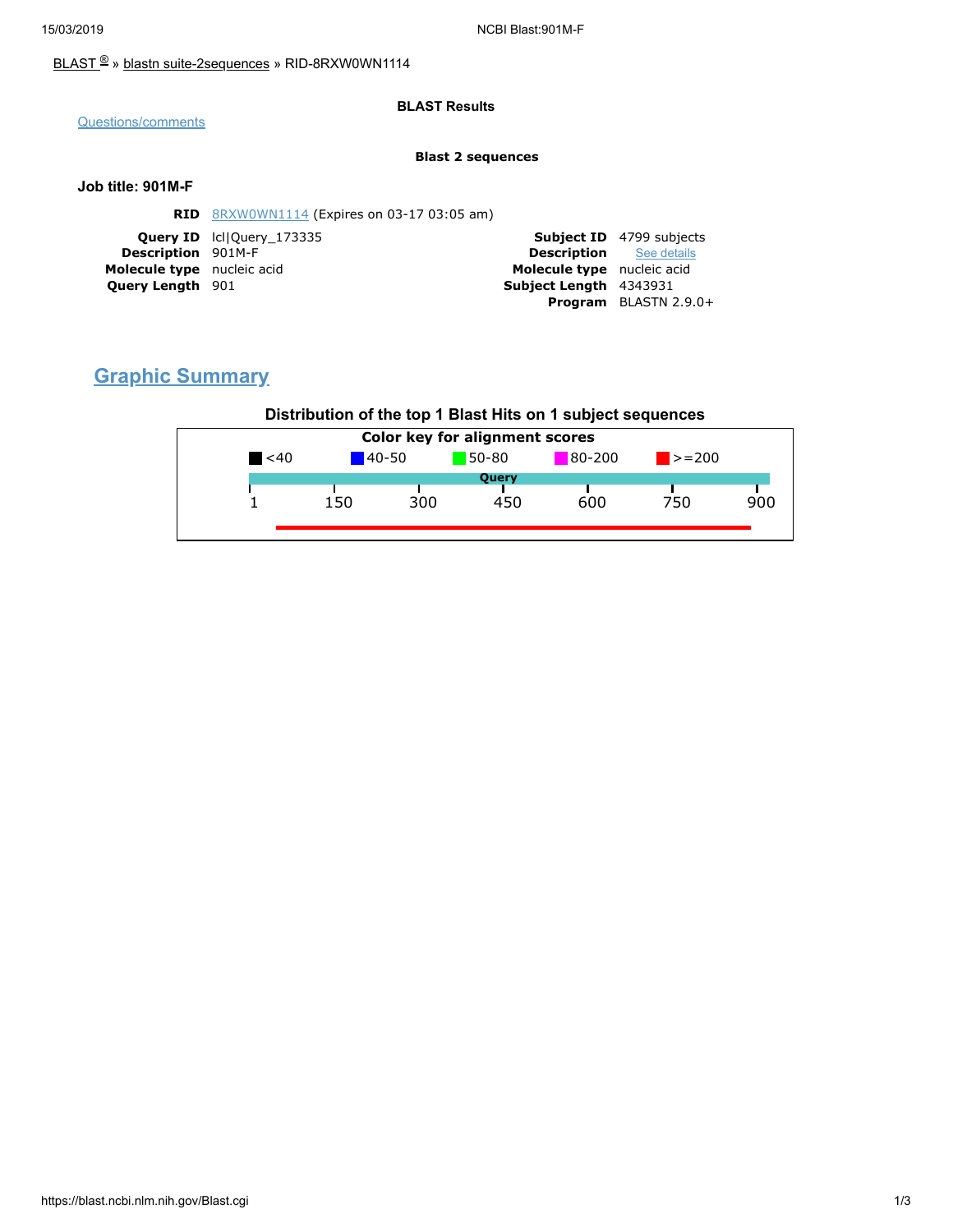BLAST ® » blastn suite-2sequences » RID-8RXW0WN1114

Questions/comments

**BLAST Results**

**Blast 2 sequences**

**Job title: 901M-F**

**RID** 8RXW0WN1114 (Expires on 03-17 03:05 am)

| | | | |
|---|---|---|---|
| **Query ID** | lcl\|Query_173335 | **Subject ID** | 4799 subjects |
| **Description** | 901M-F | **Description** | See details |
| **Molecule type** | nucleic acid | **Molecule type** | nucleic acid |
| **Query Length** | 901 | **Subject Length** | 4343931 |
| | | **Program** | BLASTN 2.9.0+ |

## Graphic Summary

**Distribution of the top 1 Blast Hits on 1 subject sequences**

**Color key for alignment scores**

<40 | 40-50 | 50-80 | 80-200 | >=200

**Query**

1 150 300 450 600 750 900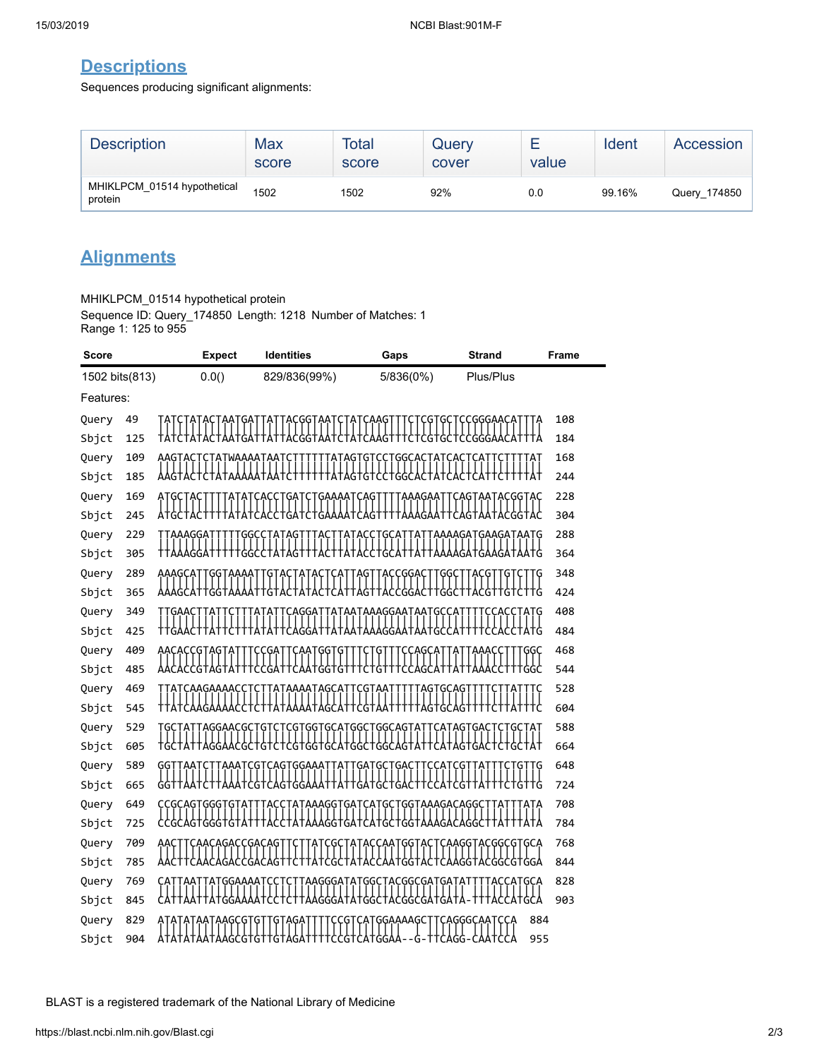## Descriptions

Sequences producing significant alignments:

| Description | Max score | Total score | Query cover | E value | Ident | Accession |
|---|---|---|---|---|---|---|
| MHIKLPCM_01514 hypothetical protein | 1502 | 1502 | 92% | 0.0 | 99.16% | Query_174850 |

## Alignments

MHIKLPCM_01514 hypothetical protein
Sequence ID: Query_174850 Length: 1218 Number of Matches: 1
Range 1: 125 to 955

| Score | Expect | Identities | Gaps | Strand | Frame |
|---|---|---|---|---|---|
| 1502 bits(813) | 0.0() | 829/836(99%) | 5/836(0%) | Plus/Plus | |

Features:

```
Query  49   TATCTATACTAATGATTATTACGGTAATCTATCAAGTTTCTCGTGCTCCGGGAACATTTA  108
Sbjct  125  TATCTATACTAATGATTATTACGGTAATCTATCAAGTTTCTCGTGCTCCGGGAACATTTA  184

Query  109  AAGTACTCTATWAAAATAATCTTTTTTATAGTGTCCTGGCACTATCACTCATTCTTTTAT  168
Sbjct  185  AAGTACTCTATAAAAATAATCTTTTTTATAGTGTCCTGGCACTATCACTCATTCTTTTAT  244

Query  169  ATGCTACTTTTATATCACCTGATCTGAAAATCAGTTTTAAAGAATTCAGTAATACGGTAC  228
Sbjct  245  ATGCTACTTTTATATCACCTGATCTGAAAATCAGTTTTAAAGAATTCAGTAATACGGTAC  304

Query  229  TTAAAGGATTTTTGGCCTATAGTTTACTTATACCTGCATTATTAAAAGATGAAGATAATG  288
Sbjct  305  TTAAAGGATTTTTGGCCTATAGTTTACTTATACCTGCATTATTAAAAGATGAAGATAATG  364

Query  289  AAAGCATTGGTAAAATTGTACTATACTCATTAGTTACCGGACTTGGCTTACGTTGTCTTG  348
Sbjct  365  AAAGCATTGGTAAAATTGTACTATACTCATTAGTTACCGGACTTGGCTTACGTTGTCTTG  424

Query  349  TTGAACTTATTCTTTATATTCAGGATTATAATAAAGGAATAATGCCATTTTCCACCTATG  408
Sbjct  425  TTGAACTTATTCTTTATATTCAGGATTATAATAAAGGAATAATGCCATTTTCCACCTATG  484

Query  409  AACACCGTAGTATTTCCGATTCAATGGTGTTTCTGTTTCCAGCATTATTAAACCTTTGGC  468
Sbjct  485  AACACCGTAGTATTTCCGATTCAATGGTGTTTCTGTTTCCAGCATTATTAAACCTTTGGC  544

Query  469  TTATCAAGAAAACCTCTTATAAAATAGCATTCGTAATTTTTAGTGCAGTTTTCTTATTTC  528
Sbjct  545  TTATCAAGAAAACCTCTTATAAAATAGCATTCGTAATTTTTAGTGCAGTTTTCTTATTTC  604

Query  529  TGCTATTAGGAACGCTGTCTCGTGGTGCATGGCTGGCAGTATTCATAGTGACTCTGCTAT  588
Sbjct  605  TGCTATTAGGAACGCTGTCTCGTGGTGCATGGCTGGCAGTATTCATAGTGACTCTGCTAT  664

Query  589  GGTTAATCTTAAATCGTCAGTGGAAATTATTGATGCTGACTTCCATCGTTATTTCTGTTG  648
Sbjct  665  GGTTAATCTTAAATCGTCAGTGGAAATTATTGATGCTGACTTCCATCGTTATTTCTGTTG  724

Query  649  CCGCAGTGGGTGTATTTACCTATAAAGGTGATCATGCTGGTAAAGACAGGCTTATTTATA  708
Sbjct  725  CCGCAGTGGGTGTATTTACCTATAAAGGTGATCATGCTGGTAAAGACAGGCTTATTTATA  784

Query  709  AACTTCAACAGACCGACAGTTCTTATCGCTATACCAATGGTACTCAAGGTACGGCGTGCA  768
Sbjct  785  AACTTCAACAGACCGACAGTTCTTATCGCTATACCAATGGTACTCAAGGTACGGCGTGGA  844

Query  769  CATTAATTATGGAAAATCCTCTTAAGGGATATGGCTACGGCGATGATATTTTACCATGCA  828
Sbjct  845  CATTAATTATGGAAAATCCTCTTAAGGGATATGGCTACGGCGATGATA-TTTACCATGCA  903

Query  829  ATATATAATAAGCGTGTTGTAGATTTTCCGTCATGGAAAAGCTTCAGGGCAATCCA  884
Sbjct  904  ATATATAATAAGCGTGTTGTAGATTTTCCGTCATGGAA--G-TTCAGG-CAATCCA  955
```

BLAST is a registered trademark of the National Library of Medicine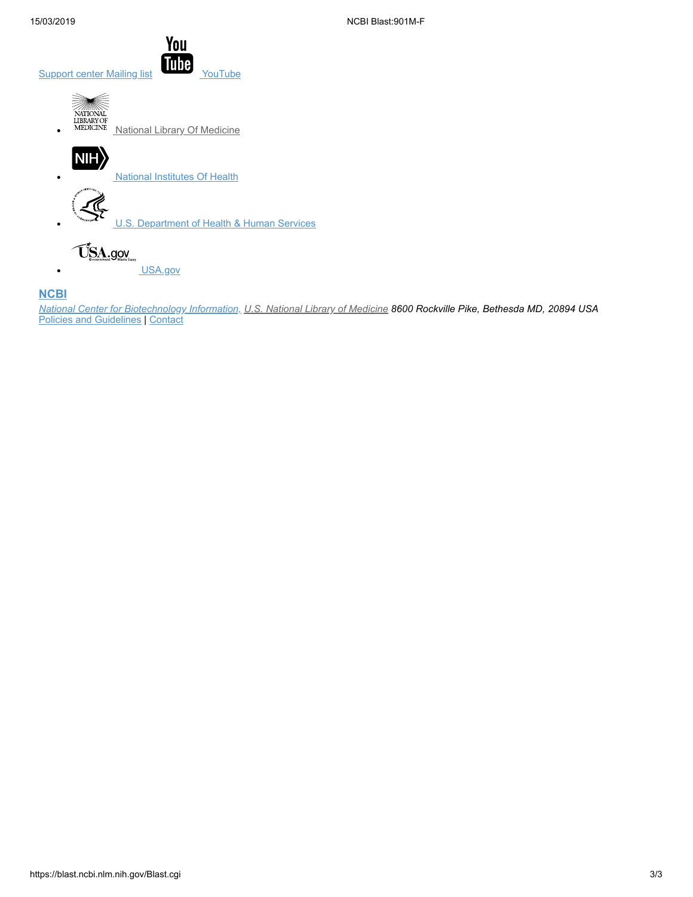Support center Mailing list YouTube

- National Library Of Medicine
- National Institutes Of Health
- U.S. Department of Health & Human Services
- USA.gov

**NCBI**

*National Center for Biotechnology Information, U.S. National Library of Medicine 8600 Rockville Pike, Bethesda MD, 20894 USA*
Policies and Guidelines | Contact